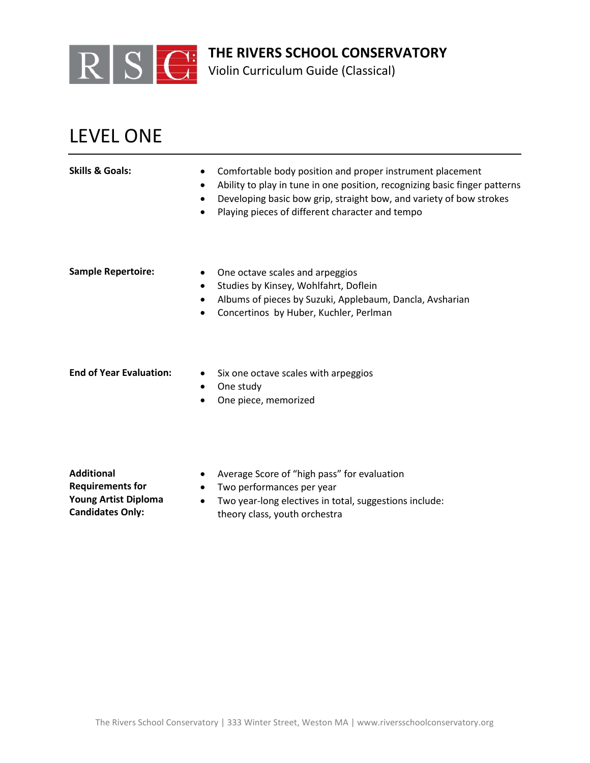# THE RIVERS SCHOOL CONSERVATORY

Violin Curriculum Guide (Classical)

## LEVEL ONE

**Skills & Goals:**

- Comfortable body position and proper instrument placement
- Ability to play in tune in one position, recognizing basic finger patterns
- Developing basic bow grip, straight bow, and variety of bow strokes
- Playing pieces of different character and tempo

**Sample Repertoire:**

- One octave scales and arpeggios
- Studies by Kinsey, Wohlfahrt, Doflein
- Albums of pieces by Suzuki, Applebaum, Dancla, Avsharian
- Concertinos by Huber, Kuchler, Perlman

**End of Year Evaluation:**

- Six one octave scales with arpeggios
- One study
- One piece, memorized

**Additional Requirements for Young Artist Diploma Candidates Only:**

- Average Score of "high pass" for evaluation
- Two performances per year
- Two year-long electives in total, suggestions include: theory class, youth orchestra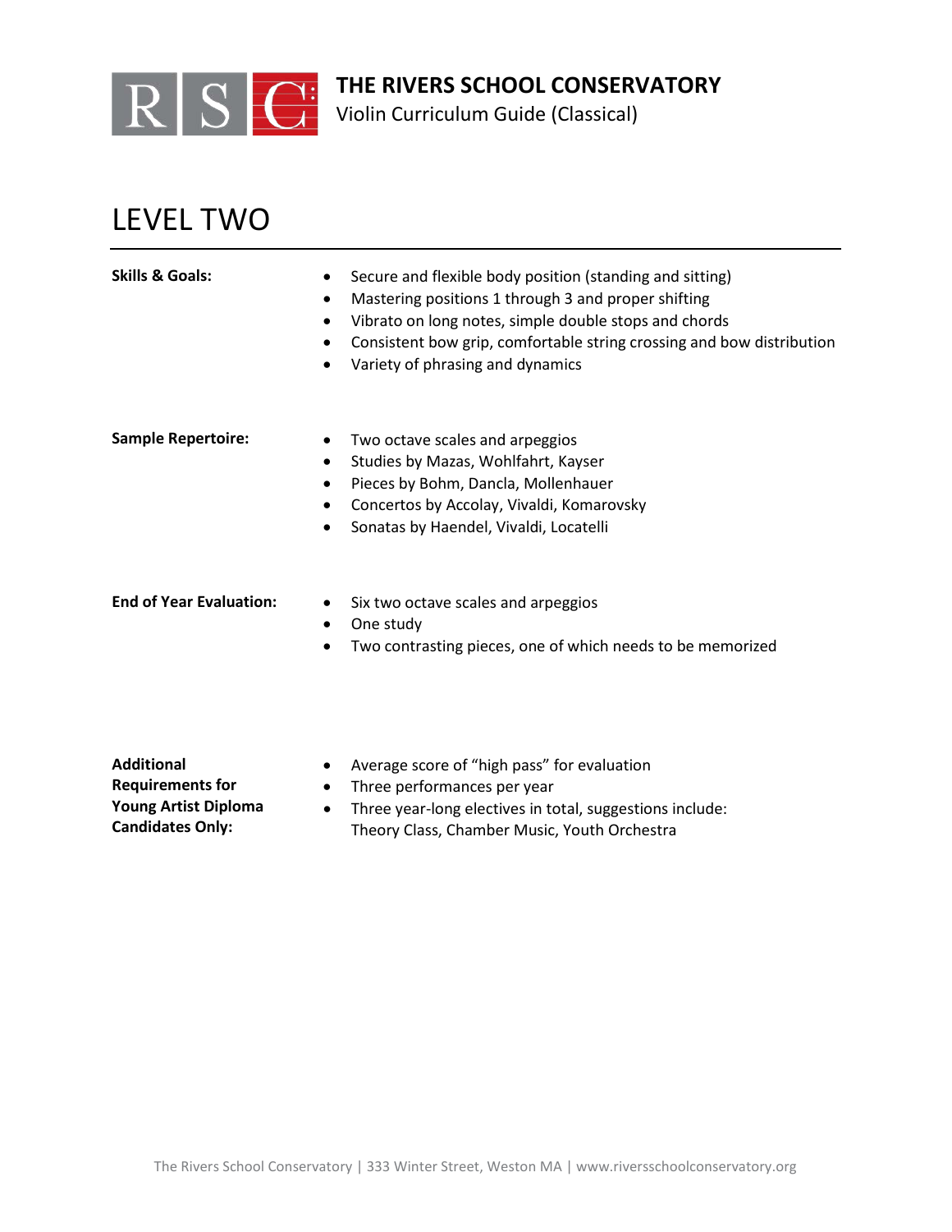**THE RIVERS SCHOOL CONSERVATORY**
Violin Curriculum Guide (Classical)

# LEVEL TWO

**Skills & Goals:**

- Secure and flexible body position (standing and sitting)
- Mastering positions 1 through 3 and proper shifting
- Vibrato on long notes, simple double stops and chords
- Consistent bow grip, comfortable string crossing and bow distribution
- Variety of phrasing and dynamics

**Sample Repertoire:**

- Two octave scales and arpeggios
- Studies by Mazas, Wohlfahrt, Kayser
- Pieces by Bohm, Dancla, Mollenhauer
- Concertos by Accolay, Vivaldi, Komarovsky
- Sonatas by Haendel, Vivaldi, Locatelli

**End of Year Evaluation:**

- Six two octave scales and arpeggios
- One study
- Two contrasting pieces, one of which needs to be memorized

**Additional Requirements for Young Artist Diploma Candidates Only:**

- Average score of "high pass" for evaluation
- Three performances per year
- Three year-long electives in total, suggestions include: Theory Class, Chamber Music, Youth Orchestra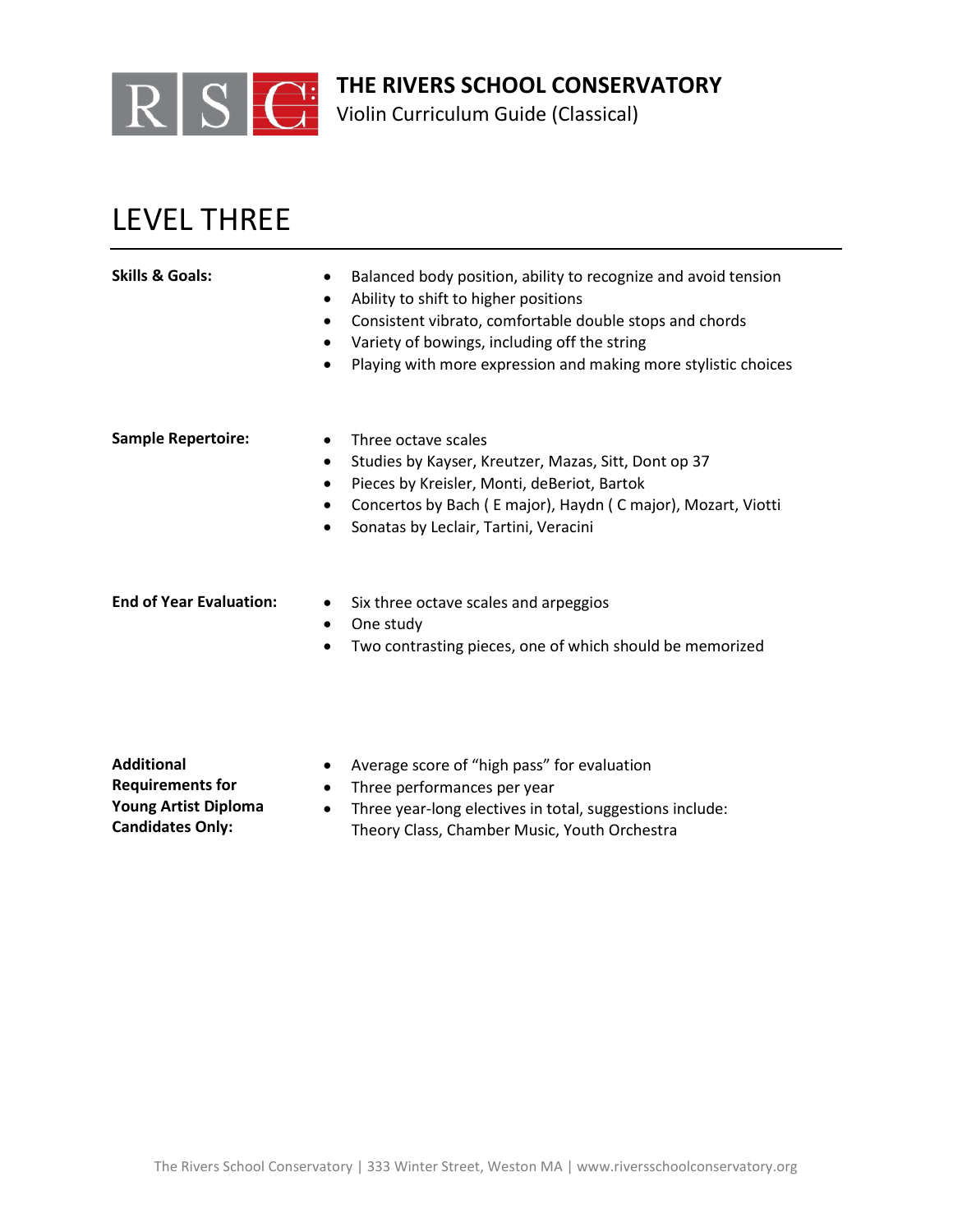# LEVEL THREE

**Skills & Goals:**

- Balanced body position, ability to recognize and avoid tension
- Ability to shift to higher positions
- Consistent vibrato, comfortable double stops and chords
- Variety of bowings, including off the string
- Playing with more expression and making more stylistic choices

**Sample Repertoire:**

- Three octave scales
- Studies by Kayser, Kreutzer, Mazas, Sitt, Dont op 37
- Pieces by Kreisler, Monti, deBeriot, Bartok
- Concertos by Bach ( E major), Haydn ( C major), Mozart, Viotti
- Sonatas by Leclair, Tartini, Veracini

**End of Year Evaluation:**

- Six three octave scales and arpeggios
- One study
- Two contrasting pieces, one of which should be memorized

**Additional Requirements for Young Artist Diploma Candidates Only:**

- Average score of "high pass" for evaluation
- Three performances per year
- Three year-long electives in total, suggestions include: Theory Class, Chamber Music, Youth Orchestra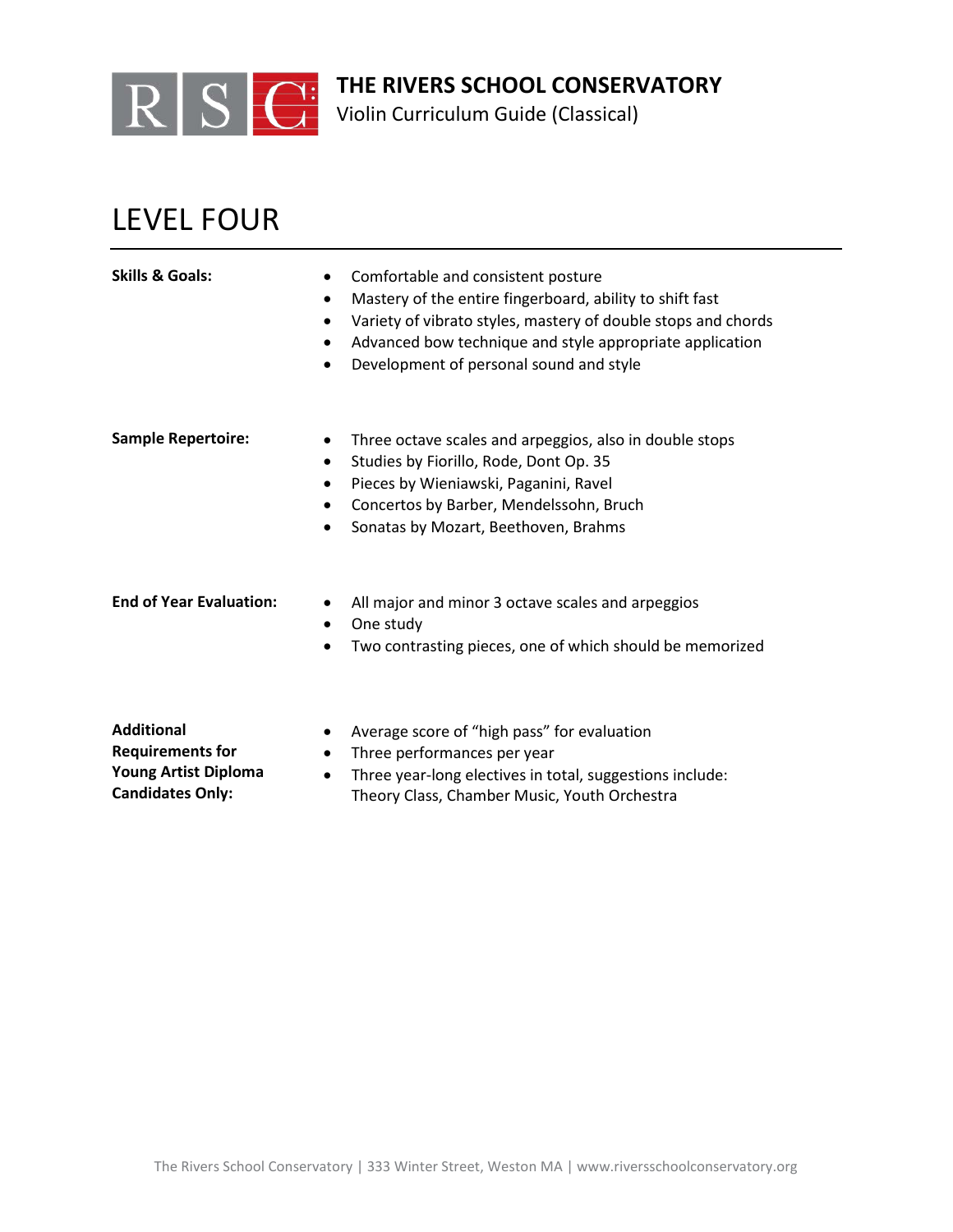# THE RIVERS SCHOOL CONSERVATORY

Violin Curriculum Guide (Classical)

## LEVEL FOUR

**Skills & Goals:**

- Comfortable and consistent posture
- Mastery of the entire fingerboard, ability to shift fast
- Variety of vibrato styles, mastery of double stops and chords
- Advanced bow technique and style appropriate application
- Development of personal sound and style

**Sample Repertoire:**

- Three octave scales and arpeggios, also in double stops
- Studies by Fiorillo, Rode, Dont Op. 35
- Pieces by Wieniawski, Paganini, Ravel
- Concertos by Barber, Mendelssohn, Bruch
- Sonatas by Mozart, Beethoven, Brahms

**End of Year Evaluation:**

- All major and minor 3 octave scales and arpeggios
- One study
- Two contrasting pieces, one of which should be memorized

**Additional Requirements for Young Artist Diploma Candidates Only:**

- Average score of "high pass" for evaluation
- Three performances per year
- Three year-long electives in total, suggestions include: Theory Class, Chamber Music, Youth Orchestra